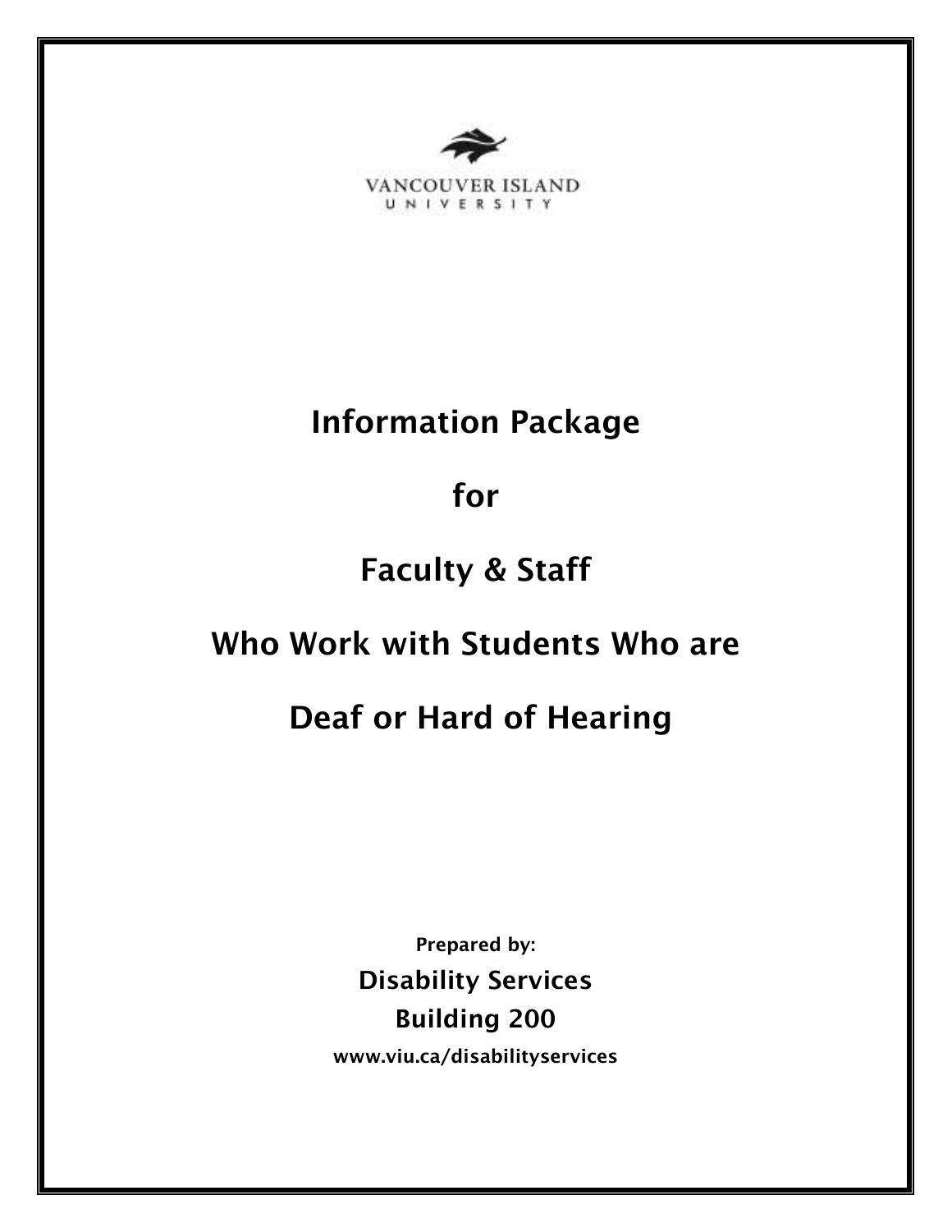VANCOUVER ISLAND UNIVERSITY

# Information Package

# for

# Faculty & Staff

# Who Work with Students Who are

# Deaf or Hard of Hearing

**Prepared by:**

**Disability Services**

**Building 200**

**www.viu.ca/disabilityservices**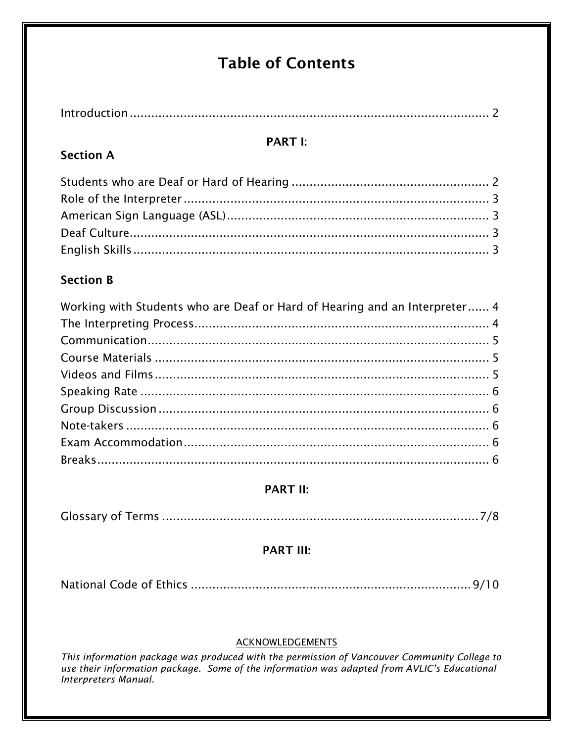# Table of Contents

Introduction .................................................................................................. 2

## PART I:

### Section A

Students who are Deaf or Hard of Hearing ........................................................ 2
Role of the Interpreter ...................................................................................... 3
American Sign Language (ASL) ......................................................................... 3
Deaf Culture ..................................................................................................... 3
English Skills .................................................................................................... 3

### Section B

Working with Students who are Deaf or Hard of Hearing and an Interpreter ...... 4
The Interpreting Process ................................................................................... 4
Communication ................................................................................................. 5
Course Materials .............................................................................................. 5
Videos and Films .............................................................................................. 5
Speaking Rate ................................................................................................... 6
Group Discussion .............................................................................................. 6
Note-takers ....................................................................................................... 6
Exam Accommodation ...................................................................................... 6
Breaks ............................................................................................................... 6

## PART II:

Glossary of Terms ............................................................................................ 7/8

## PART III:

National Code of Ethics .................................................................................. 9/10

ACKNOWLEDGEMENTS

*This information package was produced with the permission of Vancouver Community College to use their information package. Some of the information was adapted from AVLIC's Educational Interpreters Manual.*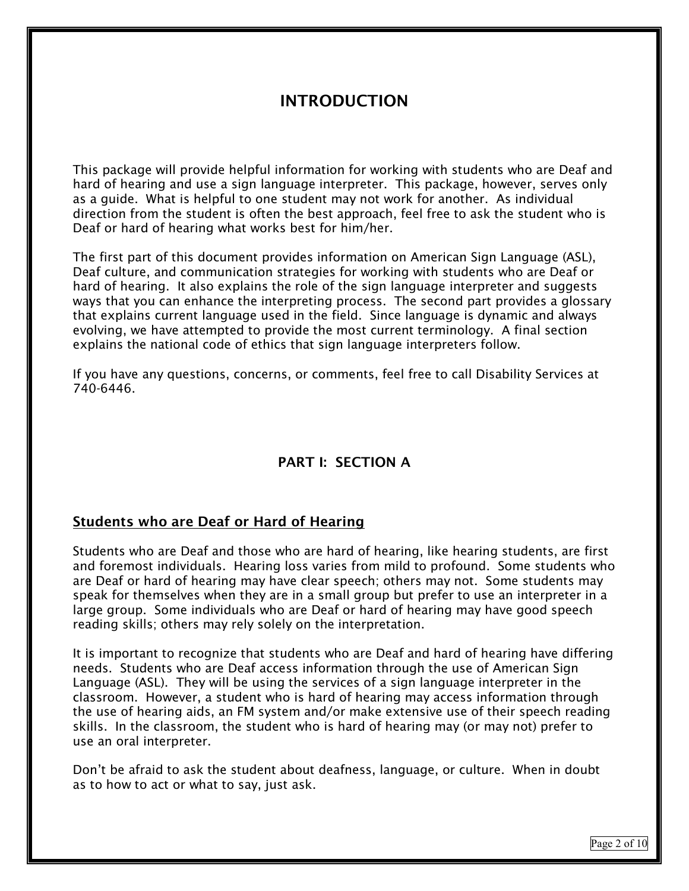# INTRODUCTION

This package will provide helpful information for working with students who are Deaf and hard of hearing and use a sign language interpreter. This package, however, serves only as a guide. What is helpful to one student may not work for another. As individual direction from the student is often the best approach, feel free to ask the student who is Deaf or hard of hearing what works best for him/her.

The first part of this document provides information on American Sign Language (ASL), Deaf culture, and communication strategies for working with students who are Deaf or hard of hearing. It also explains the role of the sign language interpreter and suggests ways that you can enhance the interpreting process. The second part provides a glossary that explains current language used in the field. Since language is dynamic and always evolving, we have attempted to provide the most current terminology. A final section explains the national code of ethics that sign language interpreters follow.

If you have any questions, concerns, or comments, feel free to call Disability Services at 740-6446.

## PART I: SECTION A

### Students who are Deaf or Hard of Hearing

Students who are Deaf and those who are hard of hearing, like hearing students, are first and foremost individuals. Hearing loss varies from mild to profound. Some students who are Deaf or hard of hearing may have clear speech; others may not. Some students may speak for themselves when they are in a small group but prefer to use an interpreter in a large group. Some individuals who are Deaf or hard of hearing may have good speech reading skills; others may rely solely on the interpretation.

It is important to recognize that students who are Deaf and hard of hearing have differing needs. Students who are Deaf access information through the use of American Sign Language (ASL). They will be using the services of a sign language interpreter in the classroom. However, a student who is hard of hearing may access information through the use of hearing aids, an FM system and/or make extensive use of their speech reading skills. In the classroom, the student who is hard of hearing may (or may not) prefer to use an oral interpreter.

Don't be afraid to ask the student about deafness, language, or culture. When in doubt as to how to act or what to say, just ask.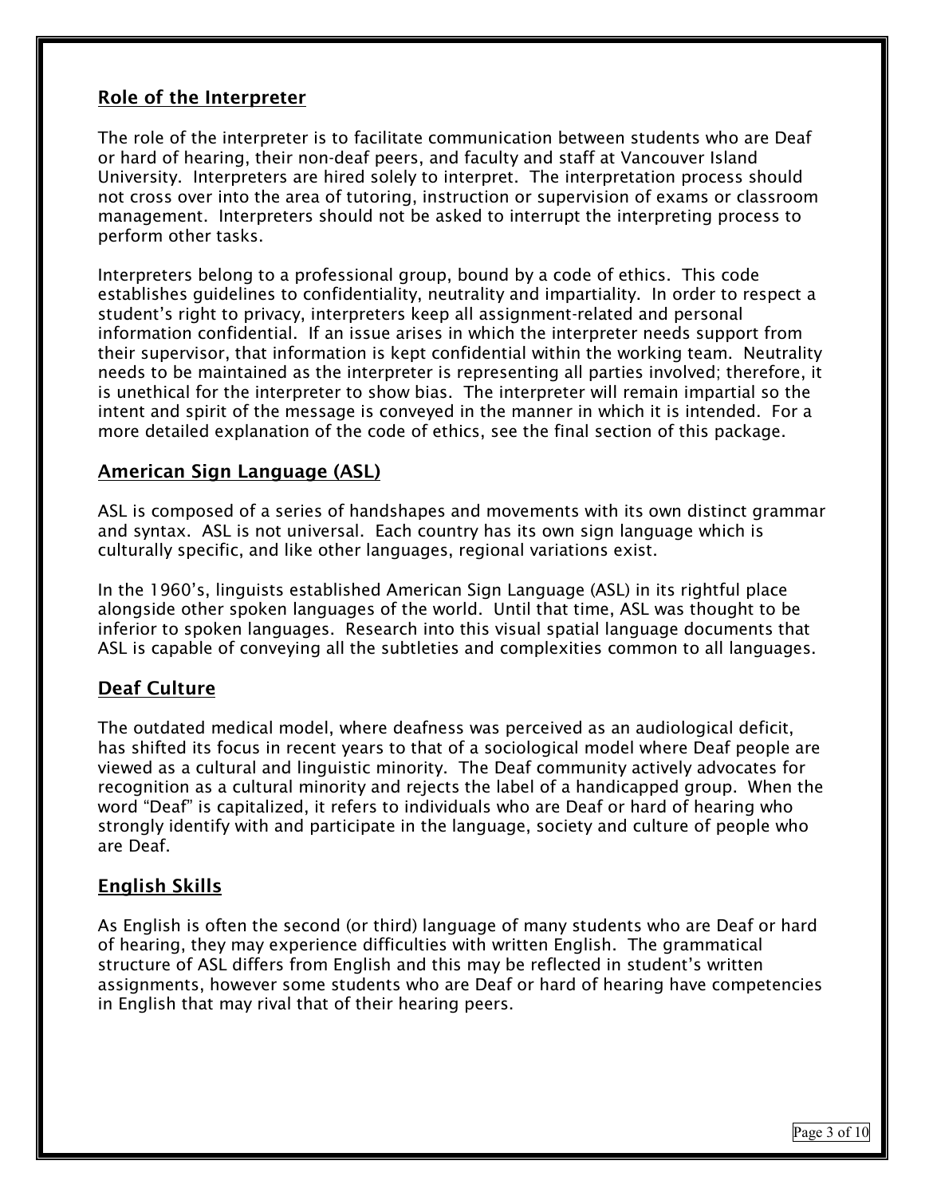## Role of the Interpreter

The role of the interpreter is to facilitate communication between students who are Deaf or hard of hearing, their non-deaf peers, and faculty and staff at Vancouver Island University. Interpreters are hired solely to interpret. The interpretation process should not cross over into the area of tutoring, instruction or supervision of exams or classroom management. Interpreters should not be asked to interrupt the interpreting process to perform other tasks.

Interpreters belong to a professional group, bound by a code of ethics. This code establishes guidelines to confidentiality, neutrality and impartiality. In order to respect a student's right to privacy, interpreters keep all assignment-related and personal information confidential. If an issue arises in which the interpreter needs support from their supervisor, that information is kept confidential within the working team. Neutrality needs to be maintained as the interpreter is representing all parties involved; therefore, it is unethical for the interpreter to show bias. The interpreter will remain impartial so the intent and spirit of the message is conveyed in the manner in which it is intended. For a more detailed explanation of the code of ethics, see the final section of this package.

## American Sign Language (ASL)

ASL is composed of a series of handshapes and movements with its own distinct grammar and syntax. ASL is not universal. Each country has its own sign language which is culturally specific, and like other languages, regional variations exist.

In the 1960's, linguists established American Sign Language (ASL) in its rightful place alongside other spoken languages of the world. Until that time, ASL was thought to be inferior to spoken languages. Research into this visual spatial language documents that ASL is capable of conveying all the subtleties and complexities common to all languages.

## Deaf Culture

The outdated medical model, where deafness was perceived as an audiological deficit, has shifted its focus in recent years to that of a sociological model where Deaf people are viewed as a cultural and linguistic minority. The Deaf community actively advocates for recognition as a cultural minority and rejects the label of a handicapped group. When the word "Deaf" is capitalized, it refers to individuals who are Deaf or hard of hearing who strongly identify with and participate in the language, society and culture of people who are Deaf.

## English Skills

As English is often the second (or third) language of many students who are Deaf or hard of hearing, they may experience difficulties with written English. The grammatical structure of ASL differs from English and this may be reflected in student's written assignments, however some students who are Deaf or hard of hearing have competencies in English that may rival that of their hearing peers.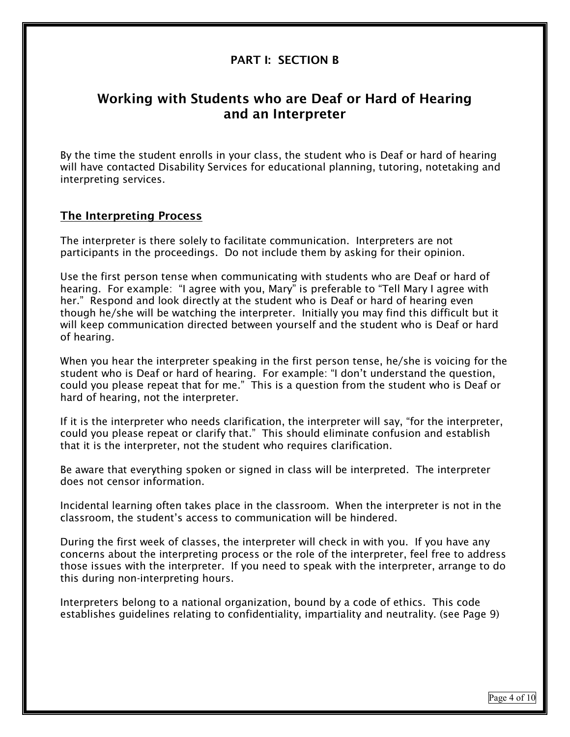**PART I: SECTION B**

# Working with Students who are Deaf or Hard of Hearing and an Interpreter

By the time the student enrolls in your class, the student who is Deaf or hard of hearing will have contacted Disability Services for educational planning, tutoring, notetaking and interpreting services.

## The Interpreting Process

The interpreter is there solely to facilitate communication. Interpreters are not participants in the proceedings. Do not include them by asking for their opinion.

Use the first person tense when communicating with students who are Deaf or hard of hearing. For example: "I agree with you, Mary" is preferable to "Tell Mary I agree with her." Respond and look directly at the student who is Deaf or hard of hearing even though he/she will be watching the interpreter. Initially you may find this difficult but it will keep communication directed between yourself and the student who is Deaf or hard of hearing.

When you hear the interpreter speaking in the first person tense, he/she is voicing for the student who is Deaf or hard of hearing. For example: "I don't understand the question, could you please repeat that for me." This is a question from the student who is Deaf or hard of hearing, not the interpreter.

If it is the interpreter who needs clarification, the interpreter will say, "for the interpreter, could you please repeat or clarify that." This should eliminate confusion and establish that it is the interpreter, not the student who requires clarification.

Be aware that everything spoken or signed in class will be interpreted. The interpreter does not censor information.

Incidental learning often takes place in the classroom. When the interpreter is not in the classroom, the student's access to communication will be hindered.

During the first week of classes, the interpreter will check in with you. If you have any concerns about the interpreting process or the role of the interpreter, feel free to address those issues with the interpreter. If you need to speak with the interpreter, arrange to do this during non-interpreting hours.

Interpreters belong to a national organization, bound by a code of ethics. This code establishes guidelines relating to confidentiality, impartiality and neutrality. (see Page 9)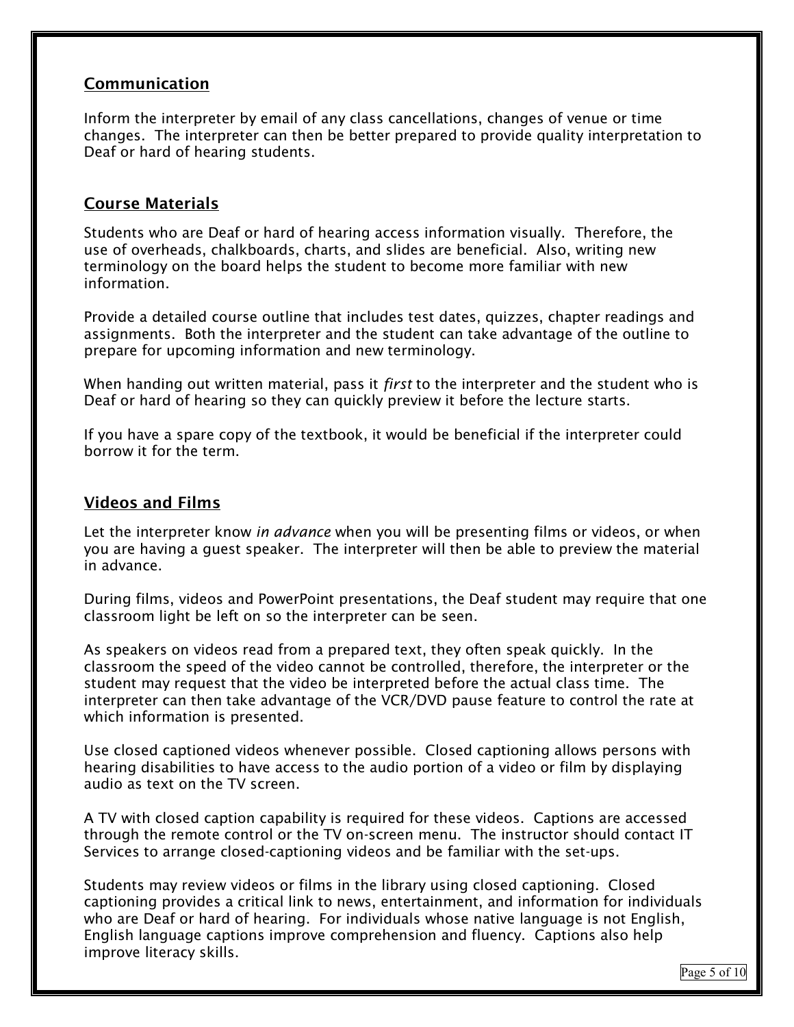## Communication

Inform the interpreter by email of any class cancellations, changes of venue or time changes. The interpreter can then be better prepared to provide quality interpretation to Deaf or hard of hearing students.

## Course Materials

Students who are Deaf or hard of hearing access information visually. Therefore, the use of overheads, chalkboards, charts, and slides are beneficial. Also, writing new terminology on the board helps the student to become more familiar with new information.

Provide a detailed course outline that includes test dates, quizzes, chapter readings and assignments. Both the interpreter and the student can take advantage of the outline to prepare for upcoming information and new terminology.

When handing out written material, pass it *first* to the interpreter and the student who is Deaf or hard of hearing so they can quickly preview it before the lecture starts.

If you have a spare copy of the textbook, it would be beneficial if the interpreter could borrow it for the term.

## Videos and Films

Let the interpreter know *in advance* when you will be presenting films or videos, or when you are having a guest speaker. The interpreter will then be able to preview the material in advance.

During films, videos and PowerPoint presentations, the Deaf student may require that one classroom light be left on so the interpreter can be seen.

As speakers on videos read from a prepared text, they often speak quickly. In the classroom the speed of the video cannot be controlled, therefore, the interpreter or the student may request that the video be interpreted before the actual class time. The interpreter can then take advantage of the VCR/DVD pause feature to control the rate at which information is presented.

Use closed captioned videos whenever possible. Closed captioning allows persons with hearing disabilities to have access to the audio portion of a video or film by displaying audio as text on the TV screen.

A TV with closed caption capability is required for these videos. Captions are accessed through the remote control or the TV on-screen menu. The instructor should contact IT Services to arrange closed-captioning videos and be familiar with the set-ups.

Students may review videos or films in the library using closed captioning. Closed captioning provides a critical link to news, entertainment, and information for individuals who are Deaf or hard of hearing. For individuals whose native language is not English, English language captions improve comprehension and fluency. Captions also help improve literacy skills.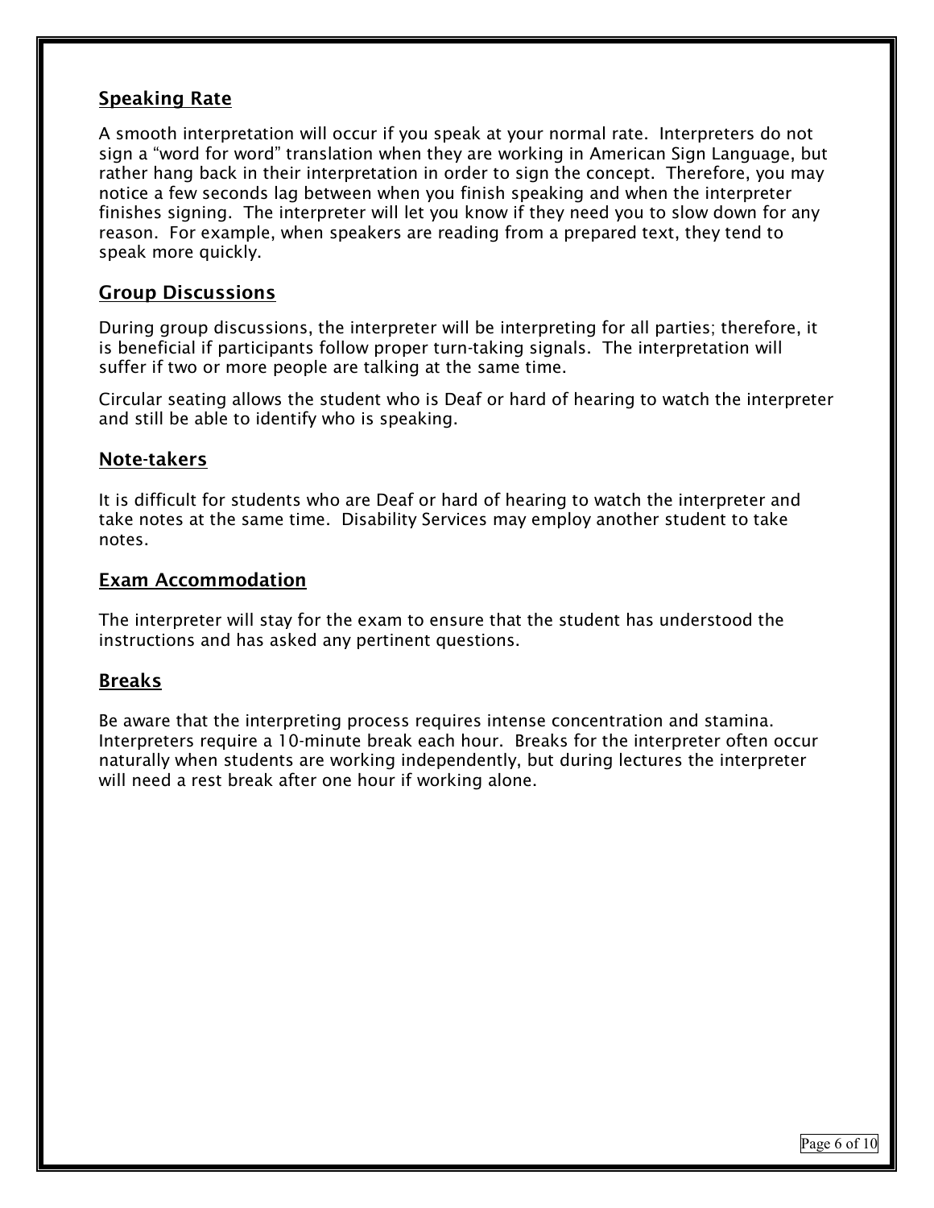## Speaking Rate

A smooth interpretation will occur if you speak at your normal rate. Interpreters do not sign a "word for word" translation when they are working in American Sign Language, but rather hang back in their interpretation in order to sign the concept. Therefore, you may notice a few seconds lag between when you finish speaking and when the interpreter finishes signing. The interpreter will let you know if they need you to slow down for any reason. For example, when speakers are reading from a prepared text, they tend to speak more quickly.

## Group Discussions

During group discussions, the interpreter will be interpreting for all parties; therefore, it is beneficial if participants follow proper turn-taking signals. The interpretation will suffer if two or more people are talking at the same time.

Circular seating allows the student who is Deaf or hard of hearing to watch the interpreter and still be able to identify who is speaking.

## Note-takers

It is difficult for students who are Deaf or hard of hearing to watch the interpreter and take notes at the same time. Disability Services may employ another student to take notes.

## Exam Accommodation

The interpreter will stay for the exam to ensure that the student has understood the instructions and has asked any pertinent questions.

## Breaks

Be aware that the interpreting process requires intense concentration and stamina. Interpreters require a 10-minute break each hour. Breaks for the interpreter often occur naturally when students are working independently, but during lectures the interpreter will need a rest break after one hour if working alone.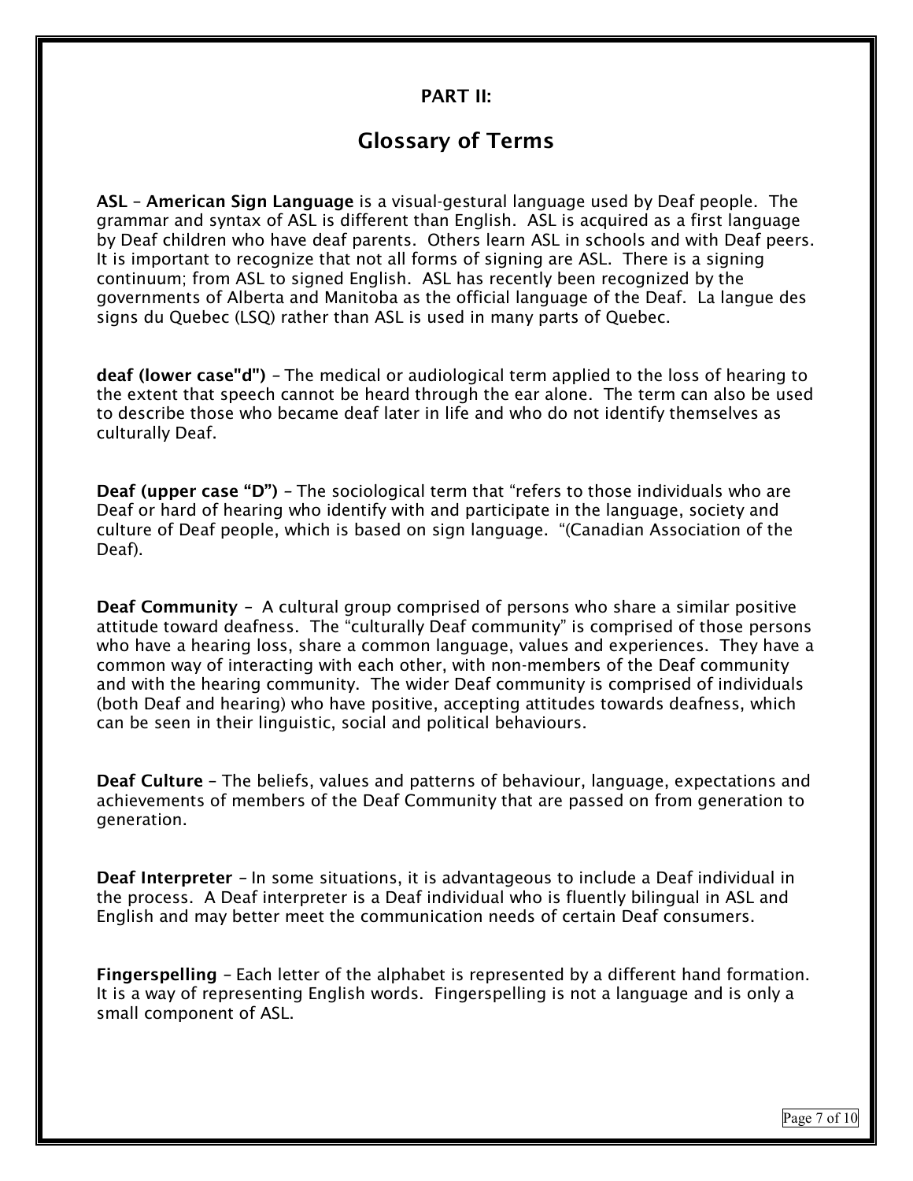**PART II:**

## Glossary of Terms

**ASL – American Sign Language** is a visual-gestural language used by Deaf people. The grammar and syntax of ASL is different than English. ASL is acquired as a first language by Deaf children who have deaf parents. Others learn ASL in schools and with Deaf peers. It is important to recognize that not all forms of signing are ASL. There is a signing continuum; from ASL to signed English. ASL has recently been recognized by the governments of Alberta and Manitoba as the official language of the Deaf. La langue des signs du Quebec (LSQ) rather than ASL is used in many parts of Quebec.

**deaf (lower case"d")** – The medical or audiological term applied to the loss of hearing to the extent that speech cannot be heard through the ear alone. The term can also be used to describe those who became deaf later in life and who do not identify themselves as culturally Deaf.

**Deaf (upper case "D")** – The sociological term that "refers to those individuals who are Deaf or hard of hearing who identify with and participate in the language, society and culture of Deaf people, which is based on sign language. "(Canadian Association of the Deaf).

**Deaf Community** – A cultural group comprised of persons who share a similar positive attitude toward deafness. The "culturally Deaf community" is comprised of those persons who have a hearing loss, share a common language, values and experiences. They have a common way of interacting with each other, with non-members of the Deaf community and with the hearing community. The wider Deaf community is comprised of individuals (both Deaf and hearing) who have positive, accepting attitudes towards deafness, which can be seen in their linguistic, social and political behaviours.

**Deaf Culture** – The beliefs, values and patterns of behaviour, language, expectations and achievements of members of the Deaf Community that are passed on from generation to generation.

**Deaf Interpreter** – In some situations, it is advantageous to include a Deaf individual in the process. A Deaf interpreter is a Deaf individual who is fluently bilingual in ASL and English and may better meet the communication needs of certain Deaf consumers.

**Fingerspelling** – Each letter of the alphabet is represented by a different hand formation. It is a way of representing English words. Fingerspelling is not a language and is only a small component of ASL.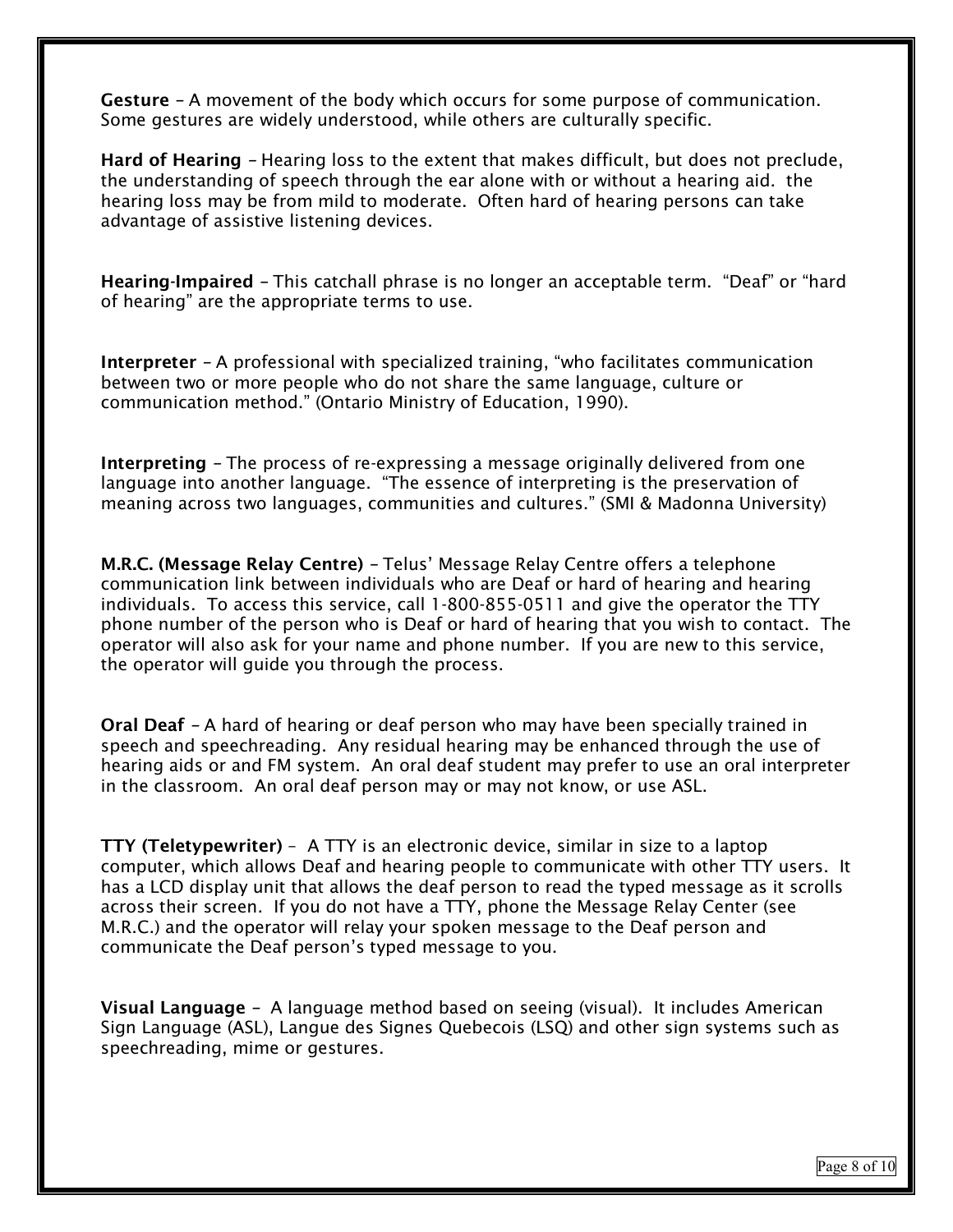**Gesture** – A movement of the body which occurs for some purpose of communication. Some gestures are widely understood, while others are culturally specific.

**Hard of Hearing** – Hearing loss to the extent that makes difficult, but does not preclude, the understanding of speech through the ear alone with or without a hearing aid. the hearing loss may be from mild to moderate. Often hard of hearing persons can take advantage of assistive listening devices.

**Hearing-Impaired** – This catchall phrase is no longer an acceptable term. "Deaf" or "hard of hearing" are the appropriate terms to use.

**Interpreter** – A professional with specialized training, "who facilitates communication between two or more people who do not share the same language, culture or communication method." (Ontario Ministry of Education, 1990).

**Interpreting** – The process of re-expressing a message originally delivered from one language into another language. "The essence of interpreting is the preservation of meaning across two languages, communities and cultures." (SMI & Madonna University)

**M.R.C. (Message Relay Centre)** – Telus' Message Relay Centre offers a telephone communication link between individuals who are Deaf or hard of hearing and hearing individuals. To access this service, call 1-800-855-0511 and give the operator the TTY phone number of the person who is Deaf or hard of hearing that you wish to contact. The operator will also ask for your name and phone number. If you are new to this service, the operator will guide you through the process.

**Oral Deaf** – A hard of hearing or deaf person who may have been specially trained in speech and speechreading. Any residual hearing may be enhanced through the use of hearing aids or and FM system. An oral deaf student may prefer to use an oral interpreter in the classroom. An oral deaf person may or may not know, or use ASL.

**TTY (Teletypewriter)** – A TTY is an electronic device, similar in size to a laptop computer, which allows Deaf and hearing people to communicate with other TTY users. It has a LCD display unit that allows the deaf person to read the typed message as it scrolls across their screen. If you do not have a TTY, phone the Message Relay Center (see M.R.C.) and the operator will relay your spoken message to the Deaf person and communicate the Deaf person's typed message to you.

**Visual Language** – A language method based on seeing (visual). It includes American Sign Language (ASL), Langue des Signes Quebecois (LSQ) and other sign systems such as speechreading, mime or gestures.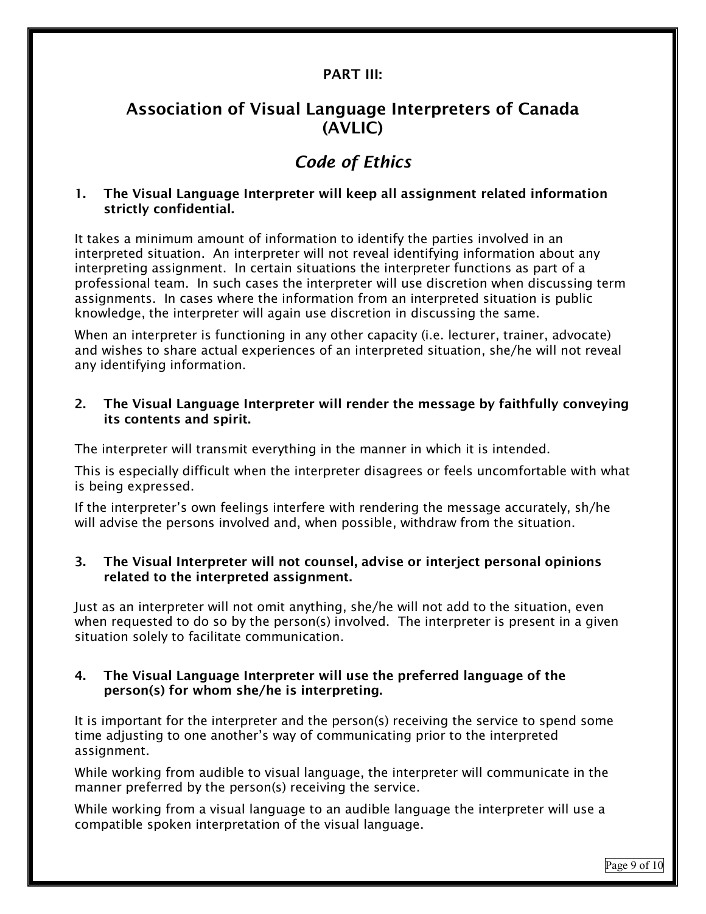**PART III:**

## Association of Visual Language Interpreters of Canada (AVLIC)

## *Code of Ethics*

**1. The Visual Language Interpreter will keep all assignment related information strictly confidential.**

It takes a minimum amount of information to identify the parties involved in an interpreted situation. An interpreter will not reveal identifying information about any interpreting assignment. In certain situations the interpreter functions as part of a professional team. In such cases the interpreter will use discretion when discussing term assignments. In cases where the information from an interpreted situation is public knowledge, the interpreter will again use discretion in discussing the same.

When an interpreter is functioning in any other capacity (i.e. lecturer, trainer, advocate) and wishes to share actual experiences of an interpreted situation, she/he will not reveal any identifying information.

**2. The Visual Language Interpreter will render the message by faithfully conveying its contents and spirit.**

The interpreter will transmit everything in the manner in which it is intended.

This is especially difficult when the interpreter disagrees or feels uncomfortable with what is being expressed.

If the interpreter's own feelings interfere with rendering the message accurately, sh/he will advise the persons involved and, when possible, withdraw from the situation.

**3. The Visual Interpreter will not counsel, advise or interject personal opinions related to the interpreted assignment.**

Just as an interpreter will not omit anything, she/he will not add to the situation, even when requested to do so by the person(s) involved. The interpreter is present in a given situation solely to facilitate communication.

**4. The Visual Language Interpreter will use the preferred language of the person(s) for whom she/he is interpreting.**

It is important for the interpreter and the person(s) receiving the service to spend some time adjusting to one another's way of communicating prior to the interpreted assignment.

While working from audible to visual language, the interpreter will communicate in the manner preferred by the person(s) receiving the service.

While working from a visual language to an audible language the interpreter will use a compatible spoken interpretation of the visual language.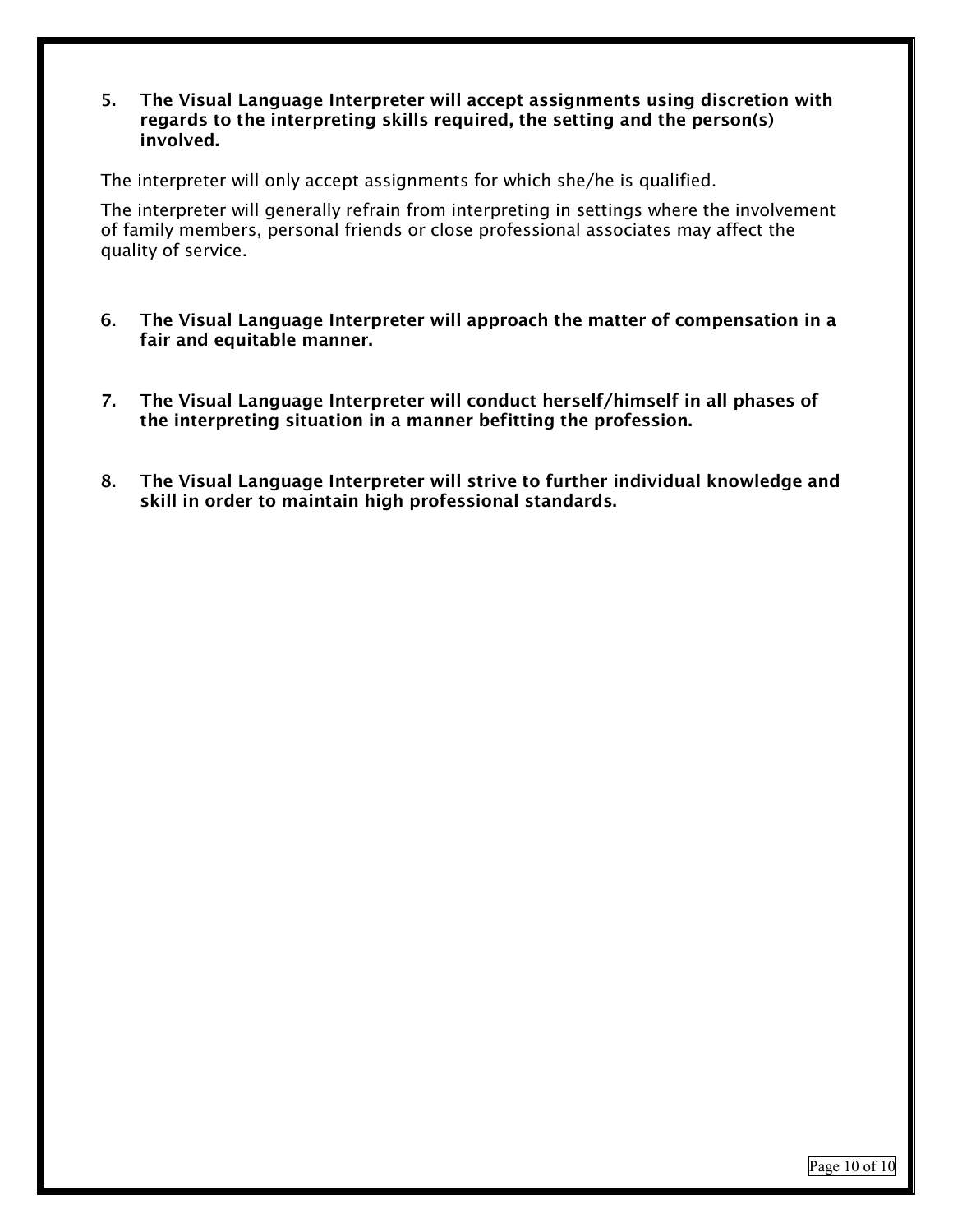**5. The Visual Language Interpreter will accept assignments using discretion with regards to the interpreting skills required, the setting and the person(s) involved.**

The interpreter will only accept assignments for which she/he is qualified.

The interpreter will generally refrain from interpreting in settings where the involvement of family members, personal friends or close professional associates may affect the quality of service.

**6. The Visual Language Interpreter will approach the matter of compensation in a fair and equitable manner.**

**7. The Visual Language Interpreter will conduct herself/himself in all phases of the interpreting situation in a manner befitting the profession.**

**8. The Visual Language Interpreter will strive to further individual knowledge and skill in order to maintain high professional standards.**